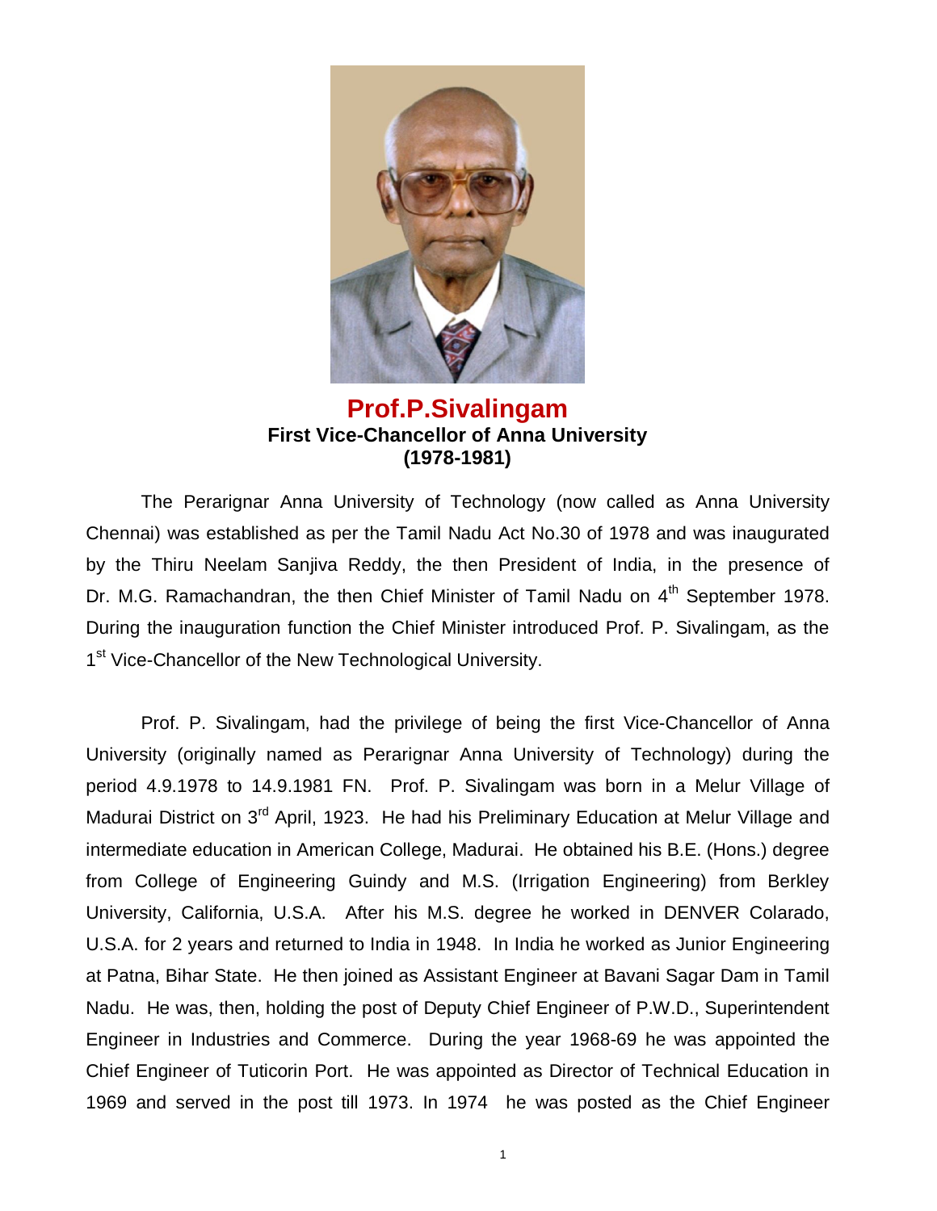# Prof.P.Sivalingam

**First Vice-Chancellor of Anna University**
**(1978-1981)**

The Perarignar Anna University of Technology (now called as Anna University Chennai) was established as per the Tamil Nadu Act No.30 of 1978 and was inaugurated by the Thiru Neelam Sanjiva Reddy, the then President of India, in the presence of Dr. M.G. Ramachandran, the then Chief Minister of Tamil Nadu on 4th September 1978. During the inauguration function the Chief Minister introduced Prof. P. Sivalingam, as the 1st Vice-Chancellor of the New Technological University.

Prof. P. Sivalingam, had the privilege of being the first Vice-Chancellor of Anna University (originally named as Perarignar Anna University of Technology) during the period 4.9.1978 to 14.9.1981 FN. Prof. P. Sivalingam was born in a Melur Village of Madurai District on 3rd April, 1923. He had his Preliminary Education at Melur Village and intermediate education in American College, Madurai. He obtained his B.E. (Hons.) degree from College of Engineering Guindy and M.S. (Irrigation Engineering) from Berkley University, California, U.S.A. After his M.S. degree he worked in DENVER Colarado, U.S.A. for 2 years and returned to India in 1948. In India he worked as Junior Engineering at Patna, Bihar State. He then joined as Assistant Engineer at Bavani Sagar Dam in Tamil Nadu. He was, then, holding the post of Deputy Chief Engineer of P.W.D., Superintendent Engineer in Industries and Commerce. During the year 1968-69 he was appointed the Chief Engineer of Tuticorin Port. He was appointed as Director of Technical Education in 1969 and served in the post till 1973. In 1974 he was posted as the Chief Engineer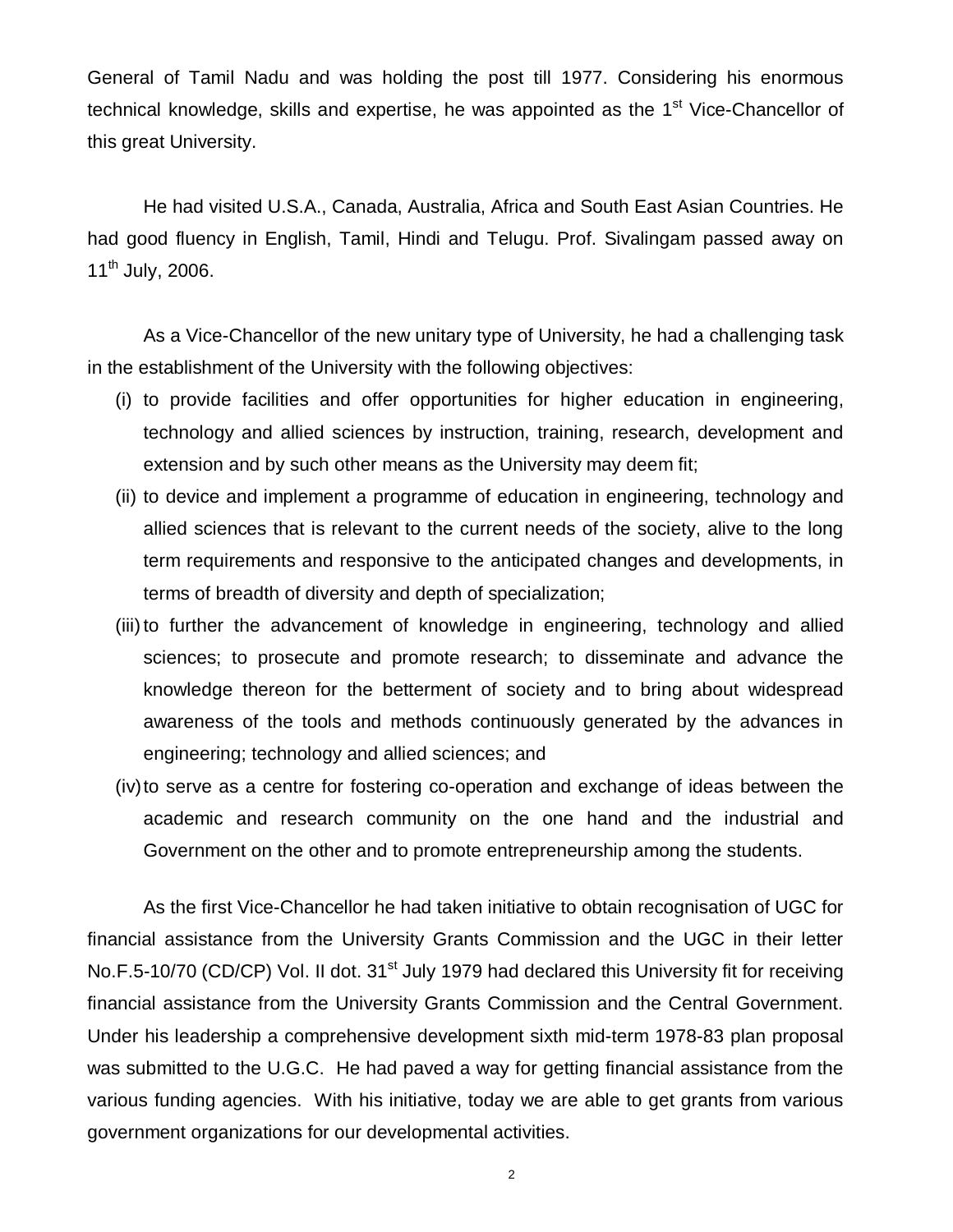General of Tamil Nadu and was holding the post till 1977. Considering his enormous technical knowledge, skills and expertise, he was appointed as the 1st Vice-Chancellor of this great University.

He had visited U.S.A., Canada, Australia, Africa and South East Asian Countries. He had good fluency in English, Tamil, Hindi and Telugu. Prof. Sivalingam passed away on 11th July, 2006.

As a Vice-Chancellor of the new unitary type of University, he had a challenging task in the establishment of the University with the following objectives:

(i) to provide facilities and offer opportunities for higher education in engineering, technology and allied sciences by instruction, training, research, development and extension and by such other means as the University may deem fit;

(ii) to device and implement a programme of education in engineering, technology and allied sciences that is relevant to the current needs of the society, alive to the long term requirements and responsive to the anticipated changes and developments, in terms of breadth of diversity and depth of specialization;

(iii) to further the advancement of knowledge in engineering, technology and allied sciences; to prosecute and promote research; to disseminate and advance the knowledge thereon for the betterment of society and to bring about widespread awareness of the tools and methods continuously generated by the advances in engineering; technology and allied sciences; and

(iv) to serve as a centre for fostering co-operation and exchange of ideas between the academic and research community on the one hand and the industrial and Government on the other and to promote entrepreneurship among the students.

As the first Vice-Chancellor he had taken initiative to obtain recognisation of UGC for financial assistance from the University Grants Commission and the UGC in their letter No.F.5-10/70 (CD/CP) Vol. II dot. 31st July 1979 had declared this University fit for receiving financial assistance from the University Grants Commission and the Central Government. Under his leadership a comprehensive development sixth mid-term 1978-83 plan proposal was submitted to the U.G.C. He had paved a way for getting financial assistance from the various funding agencies. With his initiative, today we are able to get grants from various government organizations for our developmental activities.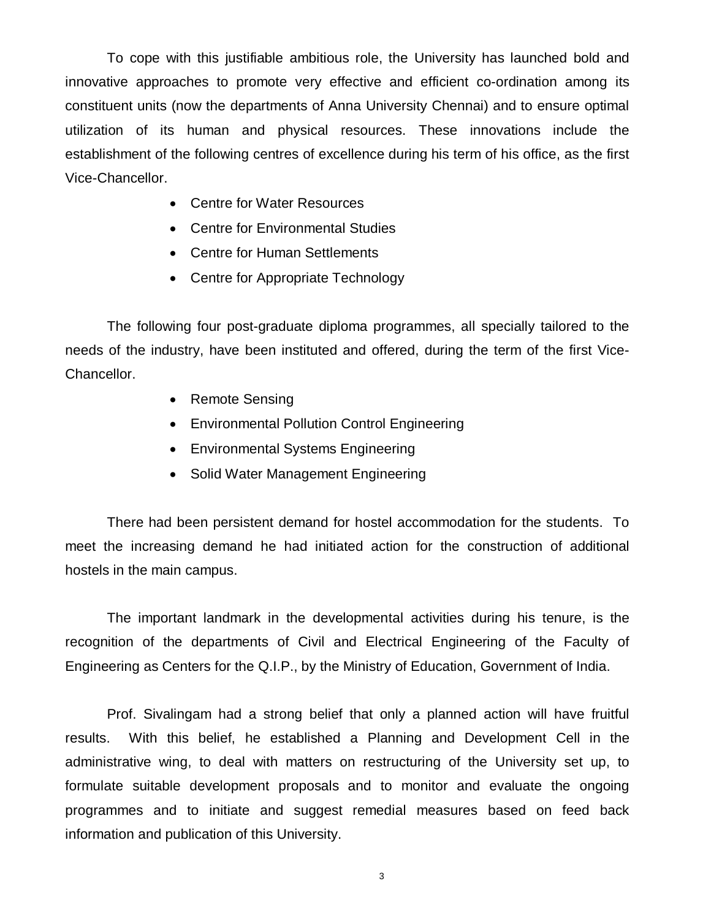To cope with this justifiable ambitious role, the University has launched bold and innovative approaches to promote very effective and efficient co-ordination among its constituent units (now the departments of Anna University Chennai) and to ensure optimal utilization of its human and physical resources. These innovations include the establishment of the following centres of excellence during his term of his office, as the first Vice-Chancellor.

- Centre for Water Resources
- Centre for Environmental Studies
- Centre for Human Settlements
- Centre for Appropriate Technology

The following four post-graduate diploma programmes, all specially tailored to the needs of the industry, have been instituted and offered, during the term of the first Vice-Chancellor.

- Remote Sensing
- Environmental Pollution Control Engineering
- Environmental Systems Engineering
- Solid Water Management Engineering

There had been persistent demand for hostel accommodation for the students. To meet the increasing demand he had initiated action for the construction of additional hostels in the main campus.

The important landmark in the developmental activities during his tenure, is the recognition of the departments of Civil and Electrical Engineering of the Faculty of Engineering as Centers for the Q.I.P., by the Ministry of Education, Government of India.

Prof. Sivalingam had a strong belief that only a planned action will have fruitful results. With this belief, he established a Planning and Development Cell in the administrative wing, to deal with matters on restructuring of the University set up, to formulate suitable development proposals and to monitor and evaluate the ongoing programmes and to initiate and suggest remedial measures based on feed back information and publication of this University.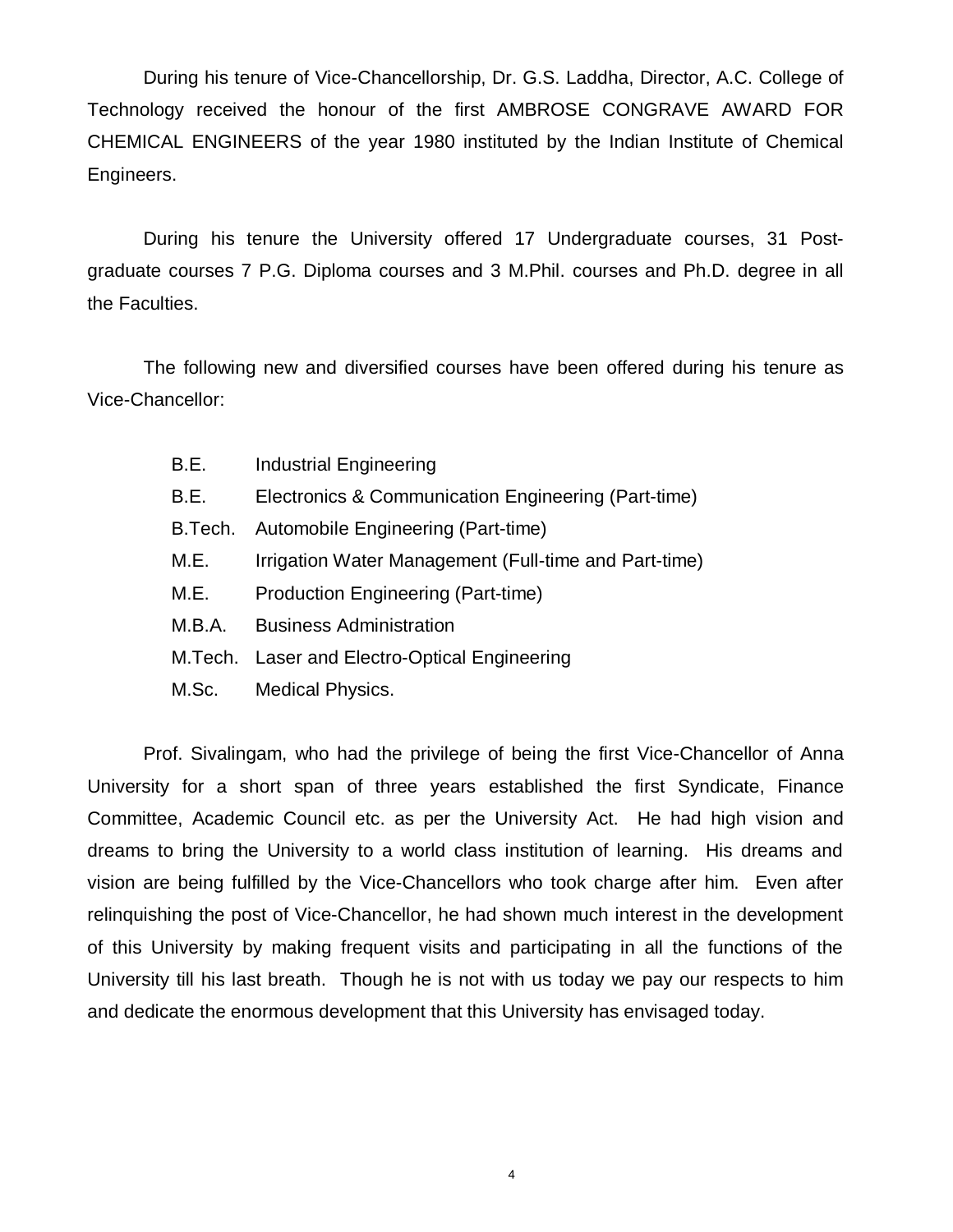During his tenure of Vice-Chancellorship, Dr. G.S. Laddha, Director, A.C. College of Technology received the honour of the first AMBROSE CONGRAVE AWARD FOR CHEMICAL ENGINEERS of the year 1980 instituted by the Indian Institute of Chemical Engineers.

During his tenure the University offered 17 Undergraduate courses, 31 Post-graduate courses 7 P.G. Diploma courses and 3 M.Phil. courses and Ph.D. degree in all the Faculties.

The following new and diversified courses have been offered during his tenure as Vice-Chancellor:

| | |
|---|---|
| B.E. | Industrial Engineering |
| B.E. | Electronics & Communication Engineering (Part-time) |
| B.Tech. | Automobile Engineering (Part-time) |
| M.E. | Irrigation Water Management (Full-time and Part-time) |
| M.E. | Production Engineering (Part-time) |
| M.B.A. | Business Administration |
| M.Tech. | Laser and Electro-Optical Engineering |
| M.Sc. | Medical Physics. |

Prof. Sivalingam, who had the privilege of being the first Vice-Chancellor of Anna University for a short span of three years established the first Syndicate, Finance Committee, Academic Council etc. as per the University Act. He had high vision and dreams to bring the University to a world class institution of learning. His dreams and vision are being fulfilled by the Vice-Chancellors who took charge after him. Even after relinquishing the post of Vice-Chancellor, he had shown much interest in the development of this University by making frequent visits and participating in all the functions of the University till his last breath. Though he is not with us today we pay our respects to him and dedicate the enormous development that this University has envisaged today.